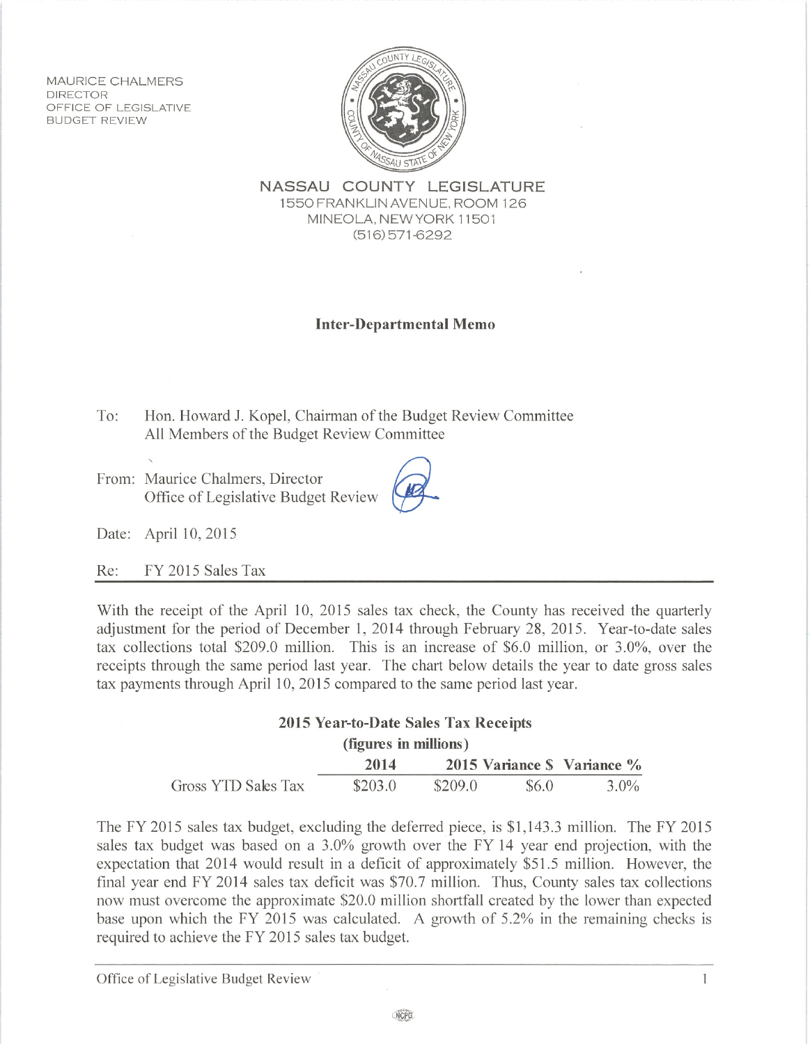MAURICE CHALMERS
DIRECTOR
OFFICE OF LEGISLATIVE
BUDGET REVIEW

**NASSAU COUNTY LEGISLATURE**
1550 FRANKLIN AVENUE, ROOM 126
MINEOLA, NEW YORK 11501
(516) 571-6292

**Inter-Departmental Memo**

To: Hon. Howard J. Kopel, Chairman of the Budget Review Committee
All Members of the Budget Review Committee

From: Maurice Chalmers, Director
Office of Legislative Budget Review

Date: April 10, 2015

Re: FY 2015 Sales Tax

With the receipt of the April 10, 2015 sales tax check, the County has received the quarterly adjustment for the period of December 1, 2014 through February 28, 2015. Year-to-date sales tax collections total $209.0 million. This is an increase of $6.0 million, or 3.0%, over the receipts through the same period last year. The chart below details the year to date gross sales tax payments through April 10, 2015 compared to the same period last year.

**2015 Year-to-Date Sales Tax Receipts**
**(figures in millions)**

| | 2014 | 2015 | Variance $ | Variance % |
|---|---|---|---|---|
| Gross YTD Sales Tax | $203.0 | $209.0 | $6.0 | 3.0% |

The FY 2015 sales tax budget, excluding the deferred piece, is $1,143.3 million. The FY 2015 sales tax budget was based on a 3.0% growth over the FY 14 year end projection, with the expectation that 2014 would result in a deficit of approximately $51.5 million. However, the final year end FY 2014 sales tax deficit was $70.7 million. Thus, County sales tax collections now must overcome the approximate $20.0 million shortfall created by the lower than expected base upon which the FY 2015 was calculated. A growth of 5.2% in the remaining checks is required to achieve the FY 2015 sales tax budget.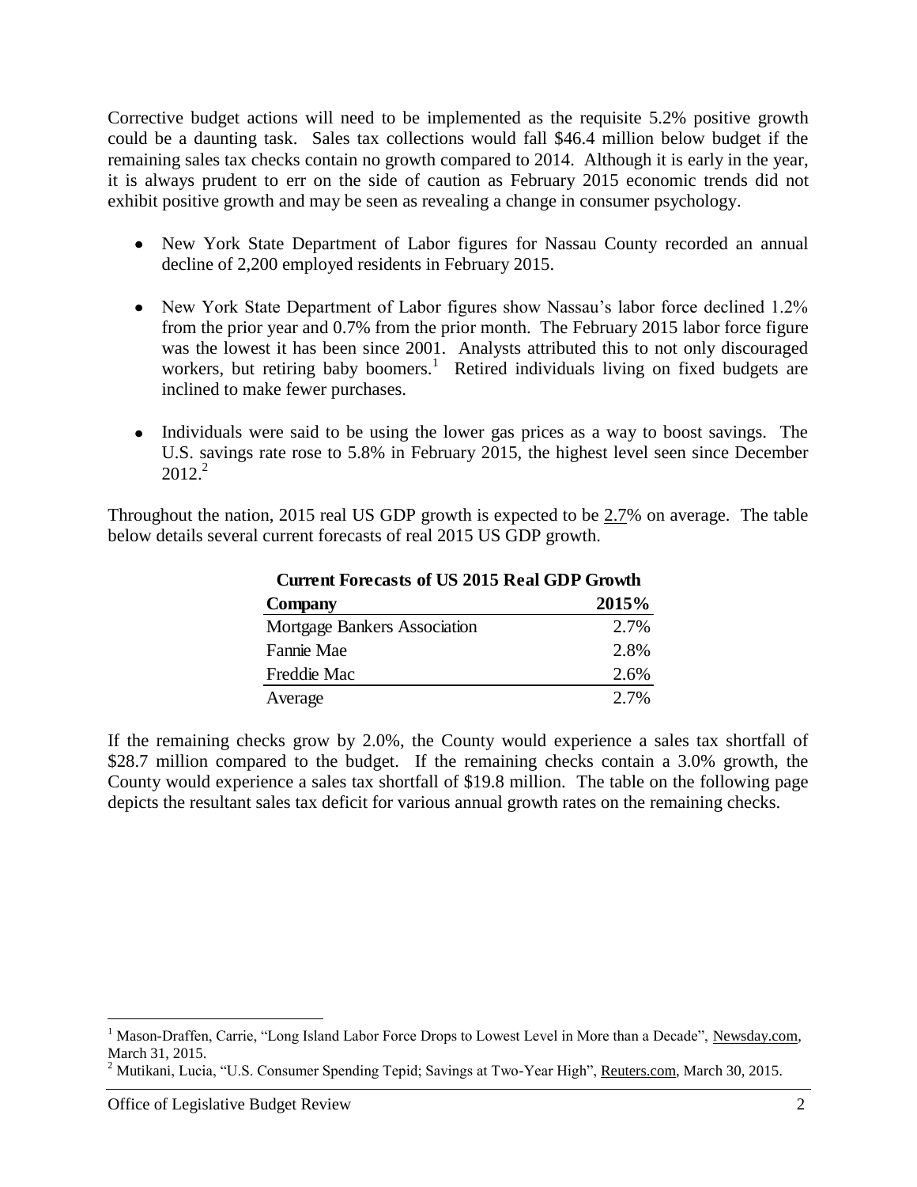Corrective budget actions will need to be implemented as the requisite 5.2% positive growth could be a daunting task. Sales tax collections would fall $46.4 million below budget if the remaining sales tax checks contain no growth compared to 2014. Although it is early in the year, it is always prudent to err on the side of caution as February 2015 economic trends did not exhibit positive growth and may be seen as revealing a change in consumer psychology.

- New York State Department of Labor figures for Nassau County recorded an annual decline of 2,200 employed residents in February 2015.
- New York State Department of Labor figures show Nassau's labor force declined 1.2% from the prior year and 0.7% from the prior month. The February 2015 labor force figure was the lowest it has been since 2001. Analysts attributed this to not only discouraged workers, but retiring baby boomers.[1] Retired individuals living on fixed budgets are inclined to make fewer purchases.
- Individuals were said to be using the lower gas prices as a way to boost savings. The U.S. savings rate rose to 5.8% in February 2015, the highest level seen since December 2012.[2]

Throughout the nation, 2015 real US GDP growth is expected to be 2.7% on average. The table below details several current forecasts of real 2015 US GDP growth.

**Current Forecasts of US 2015 Real GDP Growth**

| Company | 2015% |
|---|---|
| Mortgage Bankers Association | 2.7% |
| Fannie Mae | 2.8% |
| Freddie Mac | 2.6% |
| Average | 2.7% |

If the remaining checks grow by 2.0%, the County would experience a sales tax shortfall of $28.7 million compared to the budget. If the remaining checks contain a 3.0% growth, the County would experience a sales tax shortfall of $19.8 million. The table on the following page depicts the resultant sales tax deficit for various annual growth rates on the remaining checks.

[1] Mason-Draffen, Carrie, "Long Island Labor Force Drops to Lowest Level in More than a Decade", Newsday.com, March 31, 2015.

[2] Mutikani, Lucia, "U.S. Consumer Spending Tepid; Savings at Two-Year High", Reuters.com, March 30, 2015.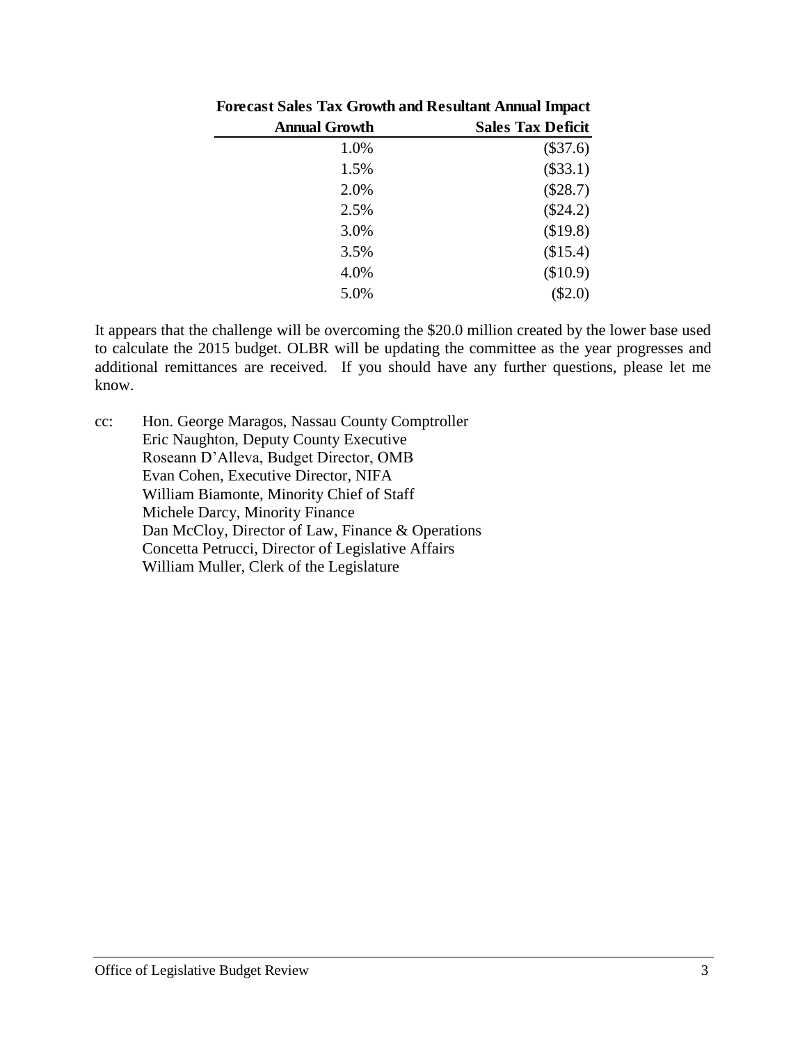| Forecast Sales Tax Growth and Resultant Annual Impact | |
|---|---|
| **Annual Growth** | **Sales Tax Deficit** |
| 1.0% | ($37.6) |
| 1.5% | ($33.1) |
| 2.0% | ($28.7) |
| 2.5% | ($24.2) |
| 3.0% | ($19.8) |
| 3.5% | ($15.4) |
| 4.0% | ($10.9) |
| 5.0% | ($2.0) |

It appears that the challenge will be overcoming the $20.0 million created by the lower base used to calculate the 2015 budget. OLBR will be updating the committee as the year progresses and additional remittances are received. If you should have any further questions, please let me know.

cc: Hon. George Maragos, Nassau County Comptroller
Eric Naughton, Deputy County Executive
Roseann D'Alleva, Budget Director, OMB
Evan Cohen, Executive Director, NIFA
William Biamonte, Minority Chief of Staff
Michele Darcy, Minority Finance
Dan McCloy, Director of Law, Finance & Operations
Concetta Petrucci, Director of Legislative Affairs
William Muller, Clerk of the Legislature